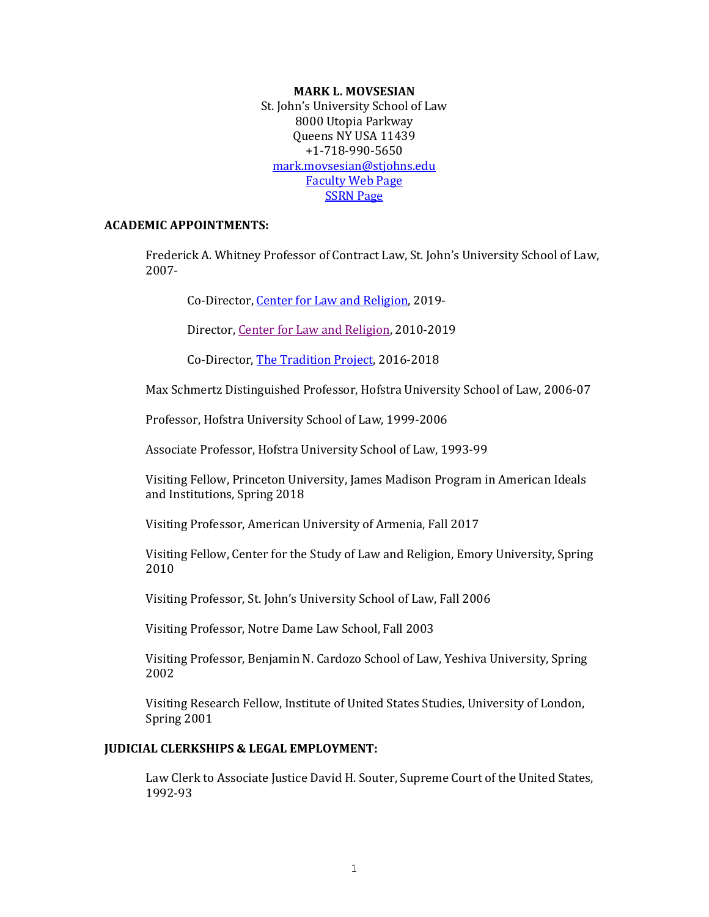**MARK L. MOVSESIAN**
St. John's University School of Law
8000 Utopia Parkway
Queens NY USA 11439
+1-718-990-5650
mark.movsesian@stjohns.edu
Faculty Web Page
SSRN Page

## ACADEMIC APPOINTMENTS:

Frederick A. Whitney Professor of Contract Law, St. John's University School of Law, 2007-

Co-Director, Center for Law and Religion, 2019-

Director, Center for Law and Religion, 2010-2019

Co-Director, The Tradition Project, 2016-2018

Max Schmertz Distinguished Professor, Hofstra University School of Law, 2006-07

Professor, Hofstra University School of Law, 1999-2006

Associate Professor, Hofstra University School of Law, 1993-99

Visiting Fellow, Princeton University, James Madison Program in American Ideals and Institutions, Spring 2018

Visiting Professor, American University of Armenia, Fall 2017

Visiting Fellow, Center for the Study of Law and Religion, Emory University, Spring 2010

Visiting Professor, St. John's University School of Law, Fall 2006

Visiting Professor, Notre Dame Law School, Fall 2003

Visiting Professor, Benjamin N. Cardozo School of Law, Yeshiva University, Spring 2002

Visiting Research Fellow, Institute of United States Studies, University of London, Spring 2001

## JUDICIAL CLERKSHIPS & LEGAL EMPLOYMENT:

Law Clerk to Associate Justice David H. Souter, Supreme Court of the United States, 1992-93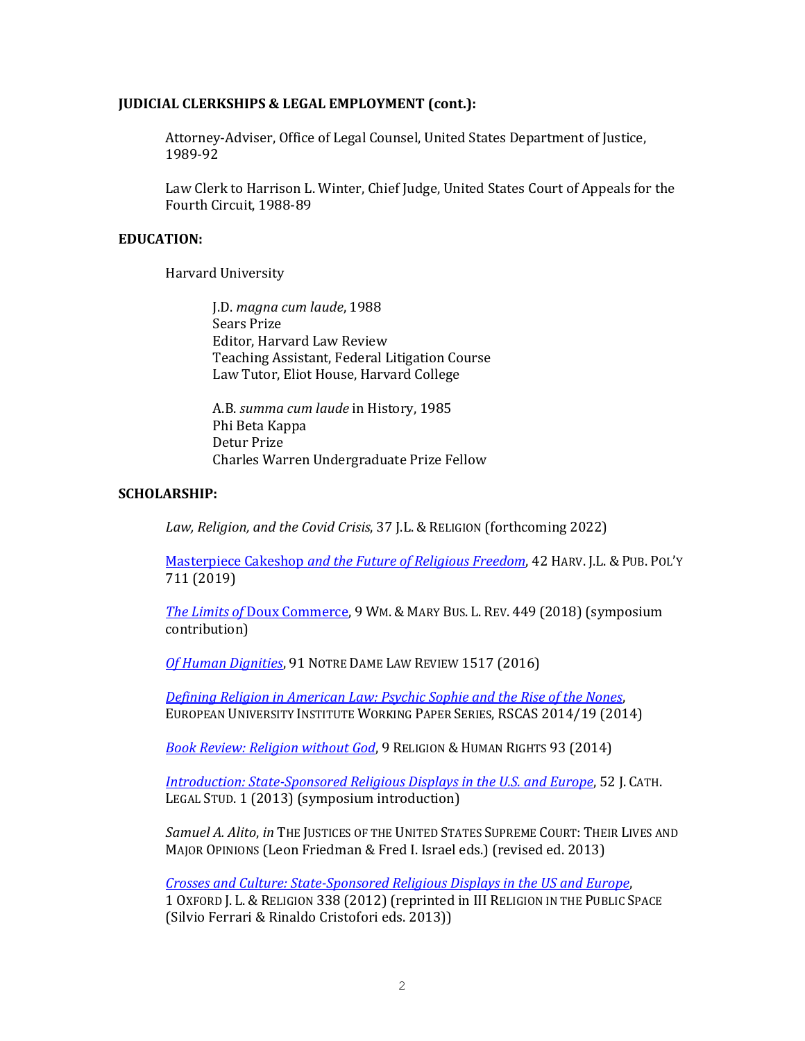## JUDICIAL CLERKSHIPS & LEGAL EMPLOYMENT (cont.):

Attorney-Adviser, Office of Legal Counsel, United States Department of Justice, 1989-92

Law Clerk to Harrison L. Winter, Chief Judge, United States Court of Appeals for the Fourth Circuit, 1988-89

## EDUCATION:

Harvard University

J.D. *magna cum laude*, 1988
Sears Prize
Editor, Harvard Law Review
Teaching Assistant, Federal Litigation Course
Law Tutor, Eliot House, Harvard College

A.B. *summa cum laude* in History, 1985
Phi Beta Kappa
Detur Prize
Charles Warren Undergraduate Prize Fellow

## SCHOLARSHIP:

*Law, Religion, and the Covid Crisis*, 37 J.L. & RELIGION (forthcoming 2022)

Masterpiece Cakeshop *and the Future of Religious Freedom*, 42 HARV. J.L. & PUB. POL'Y 711 (2019)

*The Limits of* Doux Commerce, 9 WM. & MARY BUS. L. REV. 449 (2018) (symposium contribution)

*Of Human Dignities*, 91 NOTRE DAME LAW REVIEW 1517 (2016)

*Defining Religion in American Law: Psychic Sophie and the Rise of the Nones*, EUROPEAN UNIVERSITY INSTITUTE WORKING PAPER SERIES, RSCAS 2014/19 (2014)

*Book Review: Religion without God*, 9 RELIGION & HUMAN RIGHTS 93 (2014)

*Introduction: State-Sponsored Religious Displays in the U.S. and Europe*, 52 J. CATH. LEGAL STUD. 1 (2013) (symposium introduction)

*Samuel A. Alito*, *in* THE JUSTICES OF THE UNITED STATES SUPREME COURT: THEIR LIVES AND MAJOR OPINIONS (Leon Friedman & Fred I. Israel eds.) (revised ed. 2013)

*Crosses and Culture: State-Sponsored Religious Displays in the US and Europe*, 1 OXFORD J. L. & RELIGION 338 (2012) (reprinted in III RELIGION IN THE PUBLIC SPACE (Silvio Ferrari & Rinaldo Cristofori eds. 2013))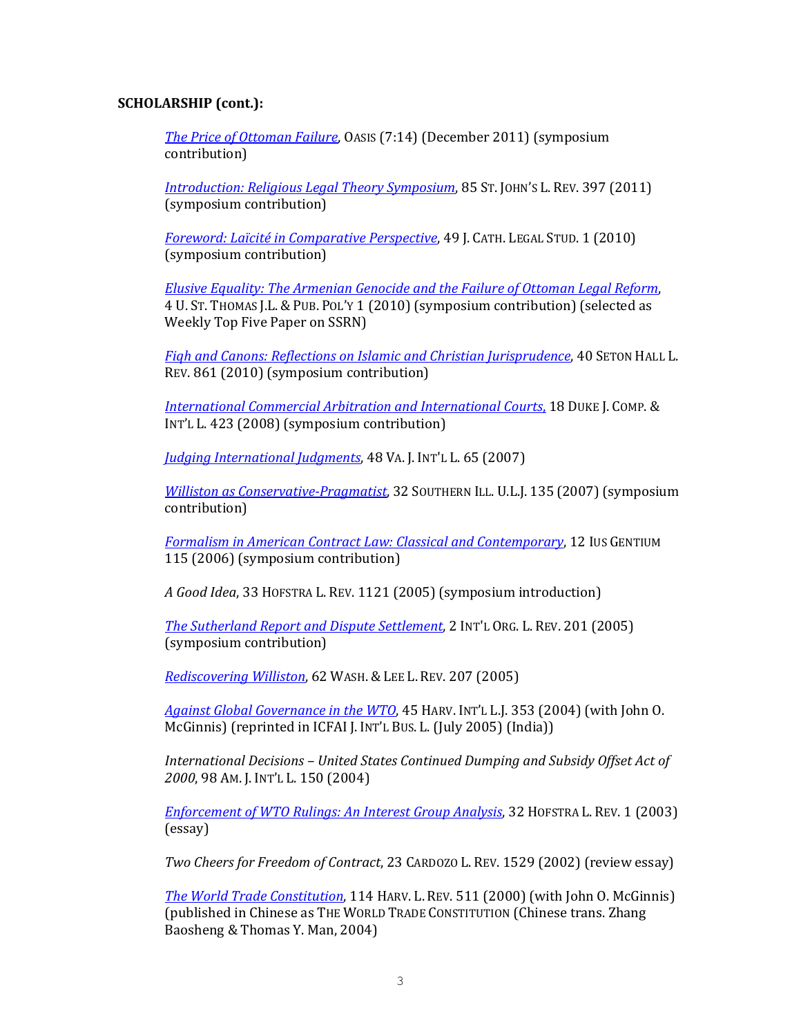**SCHOLARSHIP (cont.):**

*The Price of Ottoman Failure*, OASIS (7:14) (December 2011) (symposium contribution)

*Introduction: Religious Legal Theory Symposium*, 85 ST. JOHN'S L. REV. 397 (2011) (symposium contribution)

*Foreword: Laïcité in Comparative Perspective*, 49 J. CATH. LEGAL STUD. 1 (2010) (symposium contribution)

*Elusive Equality: The Armenian Genocide and the Failure of Ottoman Legal Reform*, 4 U. ST. THOMAS J.L. & PUB. POL'Y 1 (2010) (symposium contribution) (selected as Weekly Top Five Paper on SSRN)

*Fiqh and Canons: Reflections on Islamic and Christian Jurisprudence*, 40 SETON HALL L. REV. 861 (2010) (symposium contribution)

*International Commercial Arbitration and International Courts*, 18 DUKE J. COMP. & INT'L L. 423 (2008) (symposium contribution)

*Judging International Judgments*, 48 VA. J. INT'L L. 65 (2007)

*Williston as Conservative-Pragmatist*, 32 SOUTHERN ILL. U.L.J. 135 (2007) (symposium contribution)

*Formalism in American Contract Law: Classical and Contemporary*, 12 IUS GENTIUM 115 (2006) (symposium contribution)

*A Good Idea*, 33 HOFSTRA L. REV. 1121 (2005) (symposium introduction)

*The Sutherland Report and Dispute Settlement*, 2 INT'L ORG. L. REV. 201 (2005) (symposium contribution)

*Rediscovering Williston*, 62 WASH. & LEE L. REV. 207 (2005)

*Against Global Governance in the WTO*, 45 HARV. INT'L L.J. 353 (2004) (with John O. McGinnis) (reprinted in ICFAI J. INT'L BUS. L. (July 2005) (India))

*International Decisions – United States Continued Dumping and Subsidy Offset Act of 2000*, 98 AM. J. INT'L L. 150 (2004)

*Enforcement of WTO Rulings: An Interest Group Analysis*, 32 HOFSTRA L. REV. 1 (2003) (essay)

*Two Cheers for Freedom of Contract*, 23 CARDOZO L. REV. 1529 (2002) (review essay)

*The World Trade Constitution*, 114 HARV. L. REV. 511 (2000) (with John O. McGinnis) (published in Chinese as THE WORLD TRADE CONSTITUTION (Chinese trans. Zhang Baosheng & Thomas Y. Man, 2004)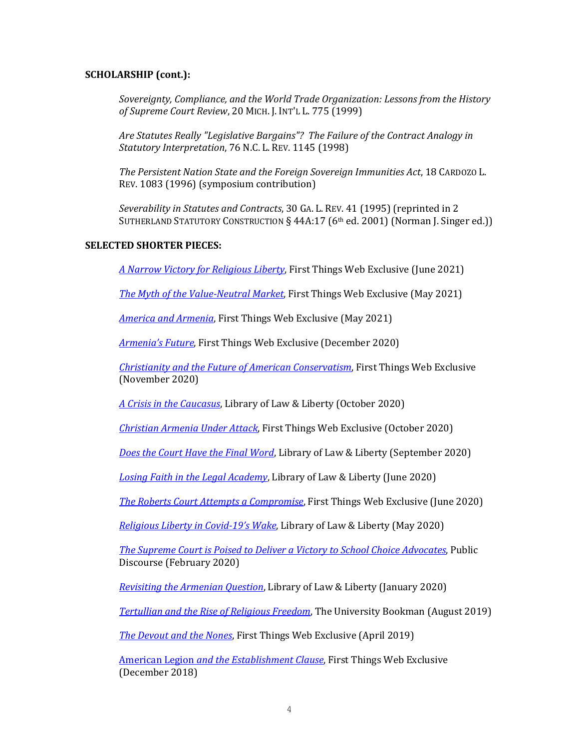**SCHOLARSHIP (cont.):**

*Sovereignty, Compliance, and the World Trade Organization: Lessons from the History of Supreme Court Review*, 20 MICH. J. INT'L L. 775 (1999)

*Are Statutes Really "Legislative Bargains"? The Failure of the Contract Analogy in Statutory Interpretation*, 76 N.C. L. REV. 1145 (1998)

*The Persistent Nation State and the Foreign Sovereign Immunities Act*, 18 CARDOZO L. REV. 1083 (1996) (symposium contribution)

*Severability in Statutes and Contracts*, 30 GA. L. REV. 41 (1995) (reprinted in 2 SUTHERLAND STATUTORY CONSTRUCTION § 44A:17 (6th ed. 2001) (Norman J. Singer ed.))

**SELECTED SHORTER PIECES:**

*A Narrow Victory for Religious Liberty*, First Things Web Exclusive (June 2021)

*The Myth of the Value-Neutral Market*, First Things Web Exclusive (May 2021)

*America and Armenia*, First Things Web Exclusive (May 2021)

*Armenia's Future*, First Things Web Exclusive (December 2020)

*Christianity and the Future of American Conservatism*, First Things Web Exclusive (November 2020)

*A Crisis in the Caucasus*, Library of Law & Liberty (October 2020)

*Christian Armenia Under Attack*, First Things Web Exclusive (October 2020)

*Does the Court Have the Final Word*, Library of Law & Liberty (September 2020)

*Losing Faith in the Legal Academy*, Library of Law & Liberty (June 2020)

*The Roberts Court Attempts a Compromise*, First Things Web Exclusive (June 2020)

*Religious Liberty in Covid-19's Wake*, Library of Law & Liberty (May 2020)

*The Supreme Court is Poised to Deliver a Victory to School Choice Advocates*, Public Discourse (February 2020)

*Revisiting the Armenian Question*, Library of Law & Liberty (January 2020)

*Tertullian and the Rise of Religious Freedom*, The University Bookman (August 2019)

*The Devout and the Nones*, First Things Web Exclusive (April 2019)

American Legion *and the Establishment Clause*, First Things Web Exclusive (December 2018)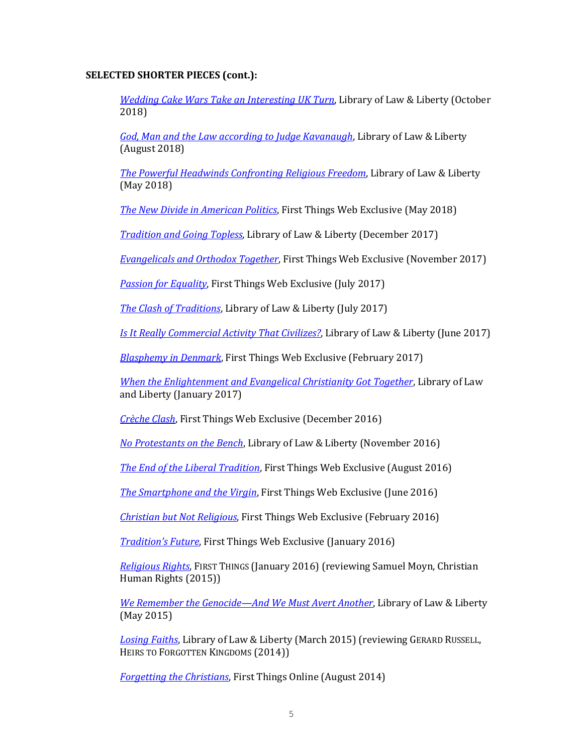**SELECTED SHORTER PIECES (cont.):**

*Wedding Cake Wars Take an Interesting UK Turn*, Library of Law & Liberty (October 2018)

*God, Man and the Law according to Judge Kavanaugh*, Library of Law & Liberty (August 2018)

*The Powerful Headwinds Confronting Religious Freedom*, Library of Law & Liberty (May 2018)

*The New Divide in American Politics*, First Things Web Exclusive (May 2018)

*Tradition and Going Topless*, Library of Law & Liberty (December 2017)

*Evangelicals and Orthodox Together*, First Things Web Exclusive (November 2017)

*Passion for Equality*, First Things Web Exclusive (July 2017)

*The Clash of Traditions*, Library of Law & Liberty (July 2017)

*Is It Really Commercial Activity That Civilizes?*, Library of Law & Liberty (June 2017)

*Blasphemy in Denmark*, First Things Web Exclusive (February 2017)

*When the Enlightenment and Evangelical Christianity Got Together*, Library of Law and Liberty (January 2017)

*Crèche Clash*, First Things Web Exclusive (December 2016)

*No Protestants on the Bench*, Library of Law & Liberty (November 2016)

*The End of the Liberal Tradition*, First Things Web Exclusive (August 2016)

*The Smartphone and the Virgin*, First Things Web Exclusive (June 2016)

*Christian but Not Religious*, First Things Web Exclusive (February 2016)

*Tradition's Future*, First Things Web Exclusive (January 2016)

*Religious Rights*, FIRST THINGS (January 2016) (reviewing Samuel Moyn, Christian Human Rights (2015))

*We Remember the Genocide—And We Must Avert Another*, Library of Law & Liberty (May 2015)

*Losing Faiths*, Library of Law & Liberty (March 2015) (reviewing GERARD RUSSELL, HEIRS TO FORGOTTEN KINGDOMS (2014))

*Forgetting the Christians*, First Things Online (August 2014)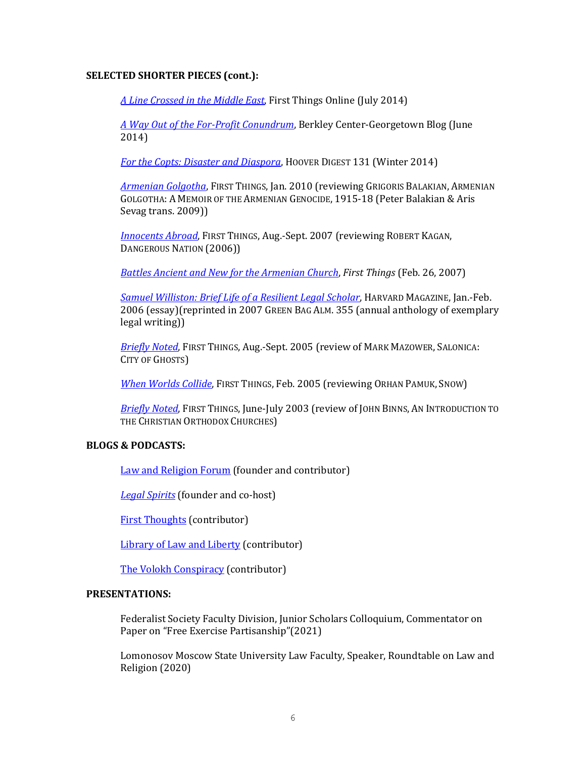**SELECTED SHORTER PIECES (cont.):**

*A Line Crossed in the Middle East*, First Things Online (July 2014)

*A Way Out of the For-Profit Conundrum*, Berkley Center-Georgetown Blog (June 2014)

*For the Copts: Disaster and Diaspora*, HOOVER DIGEST 131 (Winter 2014)

*Armenian Golgotha*, FIRST THINGS, Jan. 2010 (reviewing GRIGORIS BALAKIAN, ARMENIAN GOLGOTHA: A MEMOIR OF THE ARMENIAN GENOCIDE, 1915-18 (Peter Balakian & Aris Sevag trans. 2009))

*Innocents Abroad*, FIRST THINGS, Aug.-Sept. 2007 (reviewing ROBERT KAGAN, DANGEROUS NATION (2006))

*Battles Ancient and New for the Armenian Church*, *First Things* (Feb. 26, 2007)

*Samuel Williston: Brief Life of a Resilient Legal Scholar*, HARVARD MAGAZINE, Jan.-Feb. 2006 (essay)(reprinted in 2007 GREEN BAG ALM. 355 (annual anthology of exemplary legal writing))

*Briefly Noted*, FIRST THINGS, Aug.-Sept. 2005 (review of MARK MAZOWER, SALONICA: CITY OF GHOSTS)

*When Worlds Collide*, FIRST THINGS, Feb. 2005 (reviewing ORHAN PAMUK, SNOW)

*Briefly Noted*, FIRST THINGS, June-July 2003 (review of JOHN BINNS, AN INTRODUCTION TO THE CHRISTIAN ORTHODOX CHURCHES)

**BLOGS & PODCASTS:**

Law and Religion Forum (founder and contributor)

*Legal Spirits* (founder and co-host)

First Thoughts (contributor)

Library of Law and Liberty (contributor)

The Volokh Conspiracy (contributor)

**PRESENTATIONS:**

Federalist Society Faculty Division, Junior Scholars Colloquium, Commentator on Paper on "Free Exercise Partisanship"(2021)

Lomonosov Moscow State University Law Faculty, Speaker, Roundtable on Law and Religion (2020)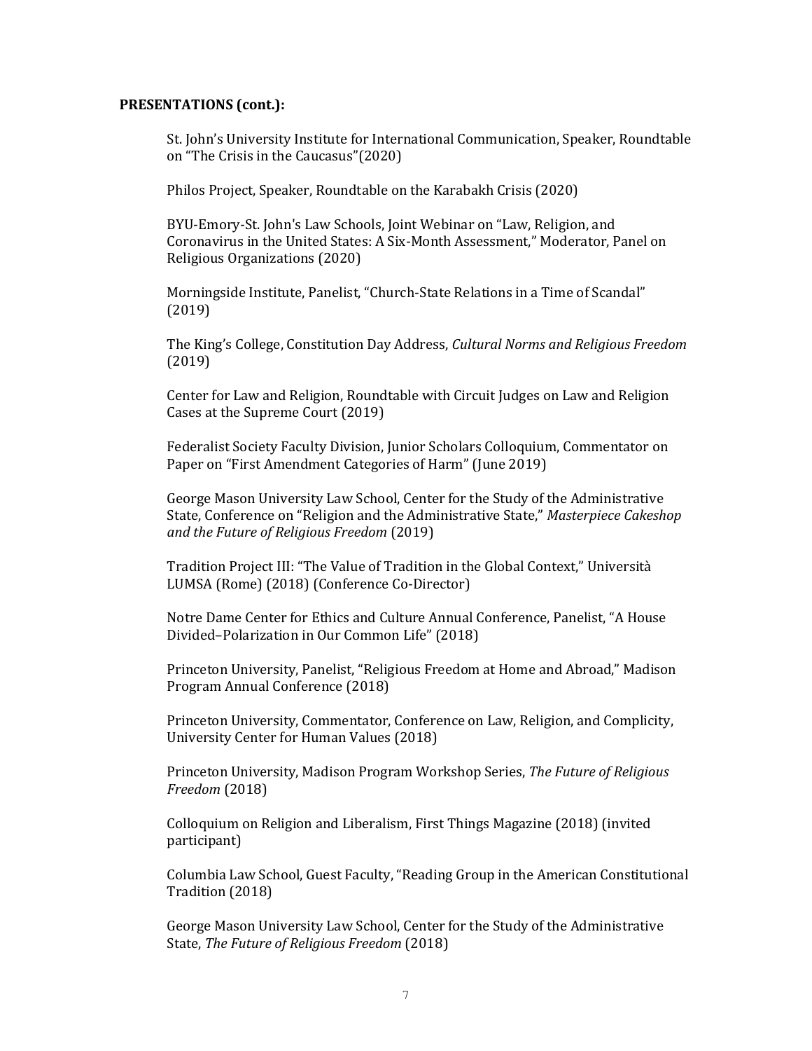**PRESENTATIONS (cont.):**

St. John's University Institute for International Communication, Speaker, Roundtable on "The Crisis in the Caucasus"(2020)

Philos Project, Speaker, Roundtable on the Karabakh Crisis (2020)

BYU-Emory-St. John's Law Schools, Joint Webinar on "Law, Religion, and Coronavirus in the United States: A Six-Month Assessment," Moderator, Panel on Religious Organizations (2020)

Morningside Institute, Panelist, "Church-State Relations in a Time of Scandal" (2019)

The King's College, Constitution Day Address, *Cultural Norms and Religious Freedom* (2019)

Center for Law and Religion, Roundtable with Circuit Judges on Law and Religion Cases at the Supreme Court (2019)

Federalist Society Faculty Division, Junior Scholars Colloquium, Commentator on Paper on "First Amendment Categories of Harm" (June 2019)

George Mason University Law School, Center for the Study of the Administrative State, Conference on "Religion and the Administrative State," *Masterpiece Cakeshop and the Future of Religious Freedom* (2019)

Tradition Project III: "The Value of Tradition in the Global Context," Università LUMSA (Rome) (2018) (Conference Co-Director)

Notre Dame Center for Ethics and Culture Annual Conference, Panelist, "A House Divided–Polarization in Our Common Life" (2018)

Princeton University, Panelist, "Religious Freedom at Home and Abroad," Madison Program Annual Conference (2018)

Princeton University, Commentator, Conference on Law, Religion, and Complicity, University Center for Human Values (2018)

Princeton University, Madison Program Workshop Series, *The Future of Religious Freedom* (2018)

Colloquium on Religion and Liberalism, First Things Magazine (2018) (invited participant)

Columbia Law School, Guest Faculty, "Reading Group in the American Constitutional Tradition (2018)

George Mason University Law School, Center for the Study of the Administrative State, *The Future of Religious Freedom* (2018)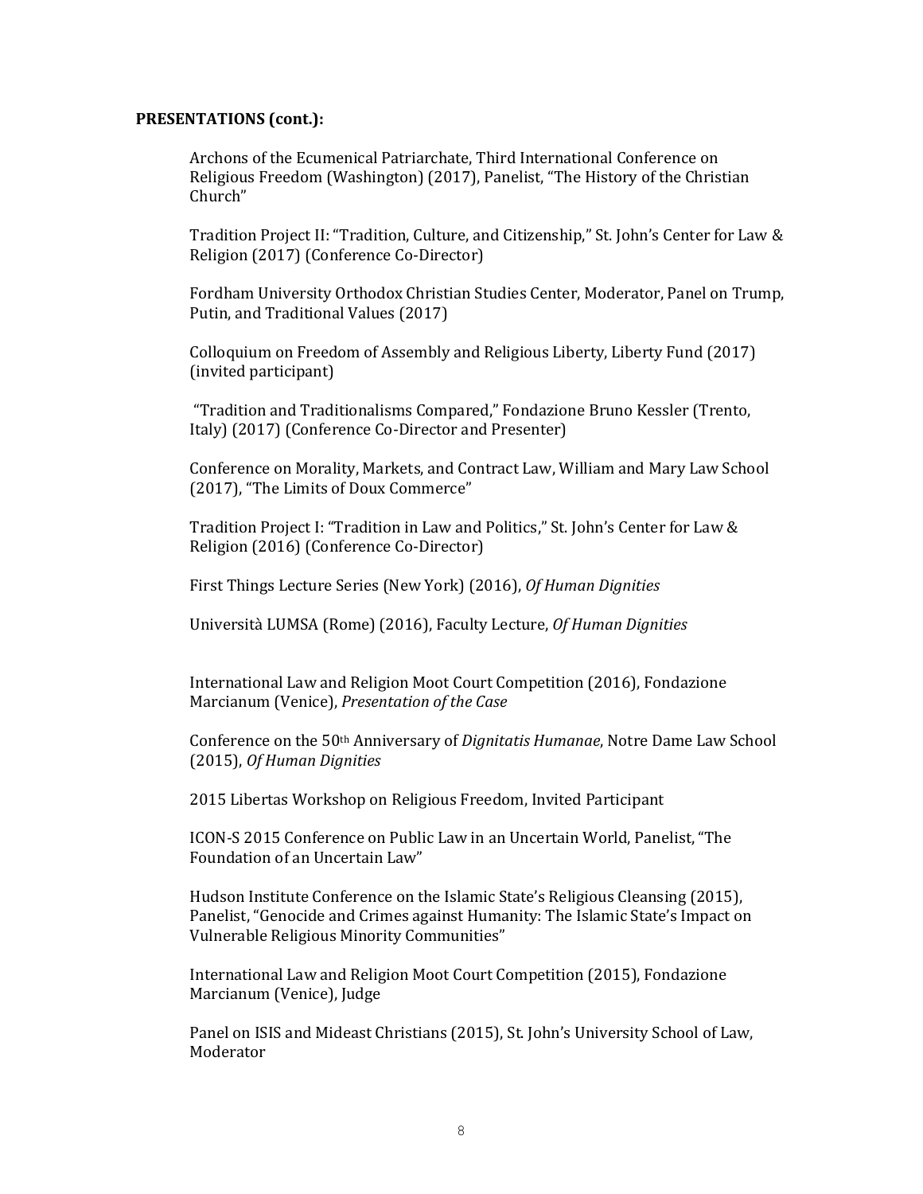**PRESENTATIONS (cont.):**

Archons of the Ecumenical Patriarchate, Third International Conference on Religious Freedom (Washington) (2017), Panelist, "The History of the Christian Church"

Tradition Project II: "Tradition, Culture, and Citizenship," St. John's Center for Law & Religion (2017) (Conference Co-Director)

Fordham University Orthodox Christian Studies Center, Moderator, Panel on Trump, Putin, and Traditional Values (2017)

Colloquium on Freedom of Assembly and Religious Liberty, Liberty Fund (2017) (invited participant)

"Tradition and Traditionalisms Compared," Fondazione Bruno Kessler (Trento, Italy) (2017) (Conference Co-Director and Presenter)

Conference on Morality, Markets, and Contract Law, William and Mary Law School (2017), "The Limits of Doux Commerce"

Tradition Project I: "Tradition in Law and Politics," St. John's Center for Law & Religion (2016) (Conference Co-Director)

First Things Lecture Series (New York) (2016), *Of Human Dignities*

Università LUMSA (Rome) (2016), Faculty Lecture, *Of Human Dignities*

International Law and Religion Moot Court Competition (2016), Fondazione Marcianum (Venice), *Presentation of the Case*

Conference on the 50th Anniversary of *Dignitatis Humanae*, Notre Dame Law School (2015), *Of Human Dignities*

2015 Libertas Workshop on Religious Freedom, Invited Participant

ICON-S 2015 Conference on Public Law in an Uncertain World, Panelist, "The Foundation of an Uncertain Law"

Hudson Institute Conference on the Islamic State's Religious Cleansing (2015), Panelist, "Genocide and Crimes against Humanity: The Islamic State's Impact on Vulnerable Religious Minority Communities"

International Law and Religion Moot Court Competition (2015), Fondazione Marcianum (Venice), Judge

Panel on ISIS and Mideast Christians (2015), St. John's University School of Law, Moderator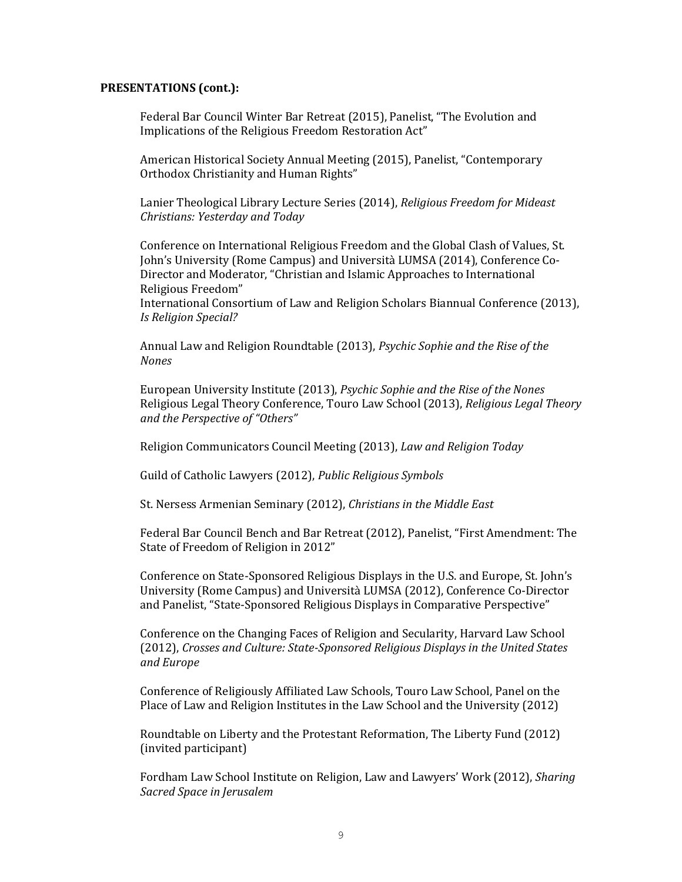**PRESENTATIONS (cont.):**

Federal Bar Council Winter Bar Retreat (2015), Panelist, "The Evolution and Implications of the Religious Freedom Restoration Act"

American Historical Society Annual Meeting (2015), Panelist, "Contemporary Orthodox Christianity and Human Rights"

Lanier Theological Library Lecture Series (2014), *Religious Freedom for Mideast Christians: Yesterday and Today*

Conference on International Religious Freedom and the Global Clash of Values, St. John's University (Rome Campus) and Università LUMSA (2014), Conference Co-Director and Moderator, "Christian and Islamic Approaches to International Religious Freedom"
International Consortium of Law and Religion Scholars Biannual Conference (2013), *Is Religion Special?*

Annual Law and Religion Roundtable (2013), *Psychic Sophie and the Rise of the Nones*

European University Institute (2013), *Psychic Sophie and the Rise of the Nones*
Religious Legal Theory Conference, Touro Law School (2013), *Religious Legal Theory and the Perspective of "Others"*

Religion Communicators Council Meeting (2013), *Law and Religion Today*

Guild of Catholic Lawyers (2012), *Public Religious Symbols*

St. Nersess Armenian Seminary (2012), *Christians in the Middle East*

Federal Bar Council Bench and Bar Retreat (2012), Panelist, "First Amendment: The State of Freedom of Religion in 2012"

Conference on State-Sponsored Religious Displays in the U.S. and Europe, St. John's University (Rome Campus) and Università LUMSA (2012), Conference Co-Director and Panelist, "State-Sponsored Religious Displays in Comparative Perspective"

Conference on the Changing Faces of Religion and Secularity, Harvard Law School (2012), *Crosses and Culture: State-Sponsored Religious Displays in the United States and Europe*

Conference of Religiously Affiliated Law Schools, Touro Law School, Panel on the Place of Law and Religion Institutes in the Law School and the University (2012)

Roundtable on Liberty and the Protestant Reformation, The Liberty Fund (2012) (invited participant)

Fordham Law School Institute on Religion, Law and Lawyers' Work (2012), *Sharing Sacred Space in Jerusalem*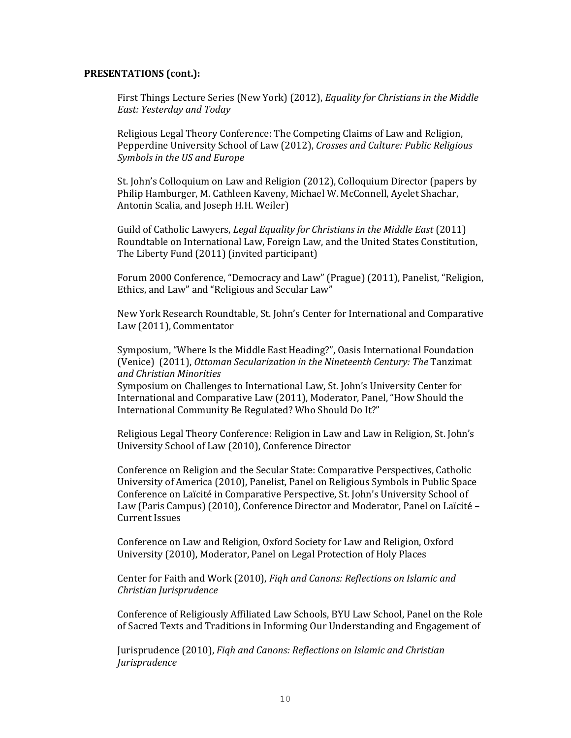**PRESENTATIONS (cont.):**

First Things Lecture Series (New York) (2012), *Equality for Christians in the Middle East: Yesterday and Today*

Religious Legal Theory Conference: The Competing Claims of Law and Religion, Pepperdine University School of Law (2012), *Crosses and Culture: Public Religious Symbols in the US and Europe*

St. John's Colloquium on Law and Religion (2012), Colloquium Director (papers by Philip Hamburger, M. Cathleen Kaveny, Michael W. McConnell, Ayelet Shachar, Antonin Scalia, and Joseph H.H. Weiler)

Guild of Catholic Lawyers, *Legal Equality for Christians in the Middle East* (2011)
Roundtable on International Law, Foreign Law, and the United States Constitution, The Liberty Fund (2011) (invited participant)

Forum 2000 Conference, "Democracy and Law" (Prague) (2011), Panelist, "Religion, Ethics, and Law" and "Religious and Secular Law"

New York Research Roundtable, St. John's Center for International and Comparative Law (2011), Commentator

Symposium, "Where Is the Middle East Heading?", Oasis International Foundation (Venice) (2011), *Ottoman Secularization in the Nineteenth Century: The* Tanzimat *and Christian Minorities*
Symposium on Challenges to International Law, St. John's University Center for International and Comparative Law (2011), Moderator, Panel, "How Should the International Community Be Regulated? Who Should Do It?"

Religious Legal Theory Conference: Religion in Law and Law in Religion, St. John's University School of Law (2010), Conference Director

Conference on Religion and the Secular State: Comparative Perspectives, Catholic University of America (2010), Panelist, Panel on Religious Symbols in Public Space
Conference on Laïcité in Comparative Perspective, St. John's University School of Law (Paris Campus) (2010), Conference Director and Moderator, Panel on Laïcité – Current Issues

Conference on Law and Religion, Oxford Society for Law and Religion, Oxford University (2010), Moderator, Panel on Legal Protection of Holy Places

Center for Faith and Work (2010), *Fiqh and Canons: Reflections on Islamic and Christian Jurisprudence*

Conference of Religiously Affiliated Law Schools, BYU Law School, Panel on the Role of Sacred Texts and Traditions in Informing Our Understanding and Engagement of

Jurisprudence (2010), *Fiqh and Canons: Reflections on Islamic and Christian Jurisprudence*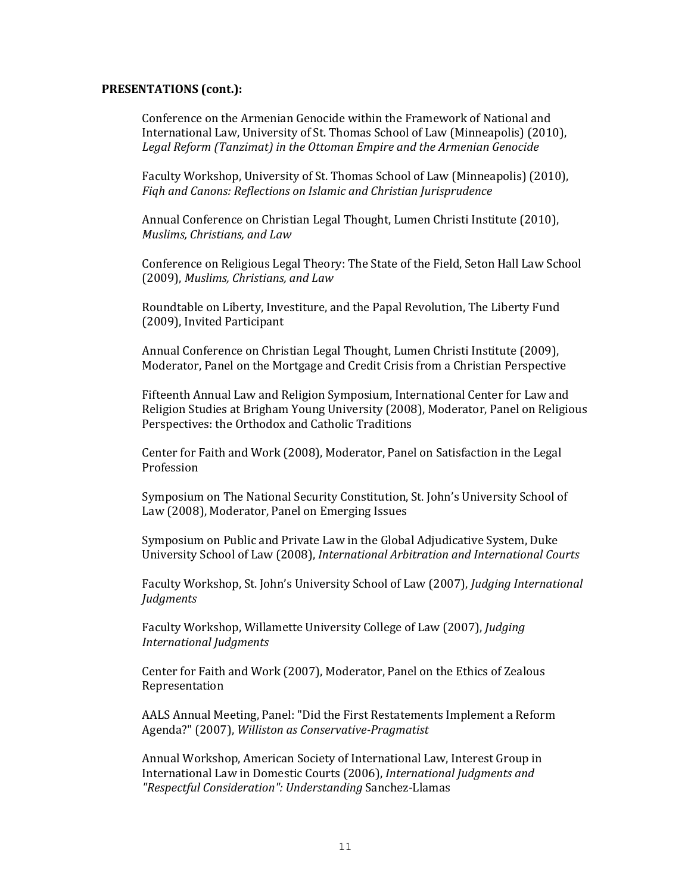**PRESENTATIONS (cont.):**

Conference on the Armenian Genocide within the Framework of National and International Law, University of St. Thomas School of Law (Minneapolis) (2010), *Legal Reform (Tanzimat) in the Ottoman Empire and the Armenian Genocide*

Faculty Workshop, University of St. Thomas School of Law (Minneapolis) (2010), *Fiqh and Canons: Reflections on Islamic and Christian Jurisprudence*

Annual Conference on Christian Legal Thought, Lumen Christi Institute (2010), *Muslims, Christians, and Law*

Conference on Religious Legal Theory: The State of the Field, Seton Hall Law School (2009), *Muslims, Christians, and Law*

Roundtable on Liberty, Investiture, and the Papal Revolution, The Liberty Fund (2009), Invited Participant

Annual Conference on Christian Legal Thought, Lumen Christi Institute (2009), Moderator, Panel on the Mortgage and Credit Crisis from a Christian Perspective

Fifteenth Annual Law and Religion Symposium, International Center for Law and Religion Studies at Brigham Young University (2008), Moderator, Panel on Religious Perspectives: the Orthodox and Catholic Traditions

Center for Faith and Work (2008), Moderator, Panel on Satisfaction in the Legal Profession

Symposium on The National Security Constitution, St. John's University School of Law (2008), Moderator, Panel on Emerging Issues

Symposium on Public and Private Law in the Global Adjudicative System, Duke University School of Law (2008), *International Arbitration and International Courts*

Faculty Workshop, St. John's University School of Law (2007), *Judging International Judgments*

Faculty Workshop, Willamette University College of Law (2007), *Judging International Judgments*

Center for Faith and Work (2007), Moderator, Panel on the Ethics of Zealous Representation

AALS Annual Meeting, Panel: "Did the First Restatements Implement a Reform Agenda?" (2007), *Williston as Conservative-Pragmatist*

Annual Workshop, American Society of International Law, Interest Group in International Law in Domestic Courts (2006), *International Judgments and "Respectful Consideration": Understanding* Sanchez-Llamas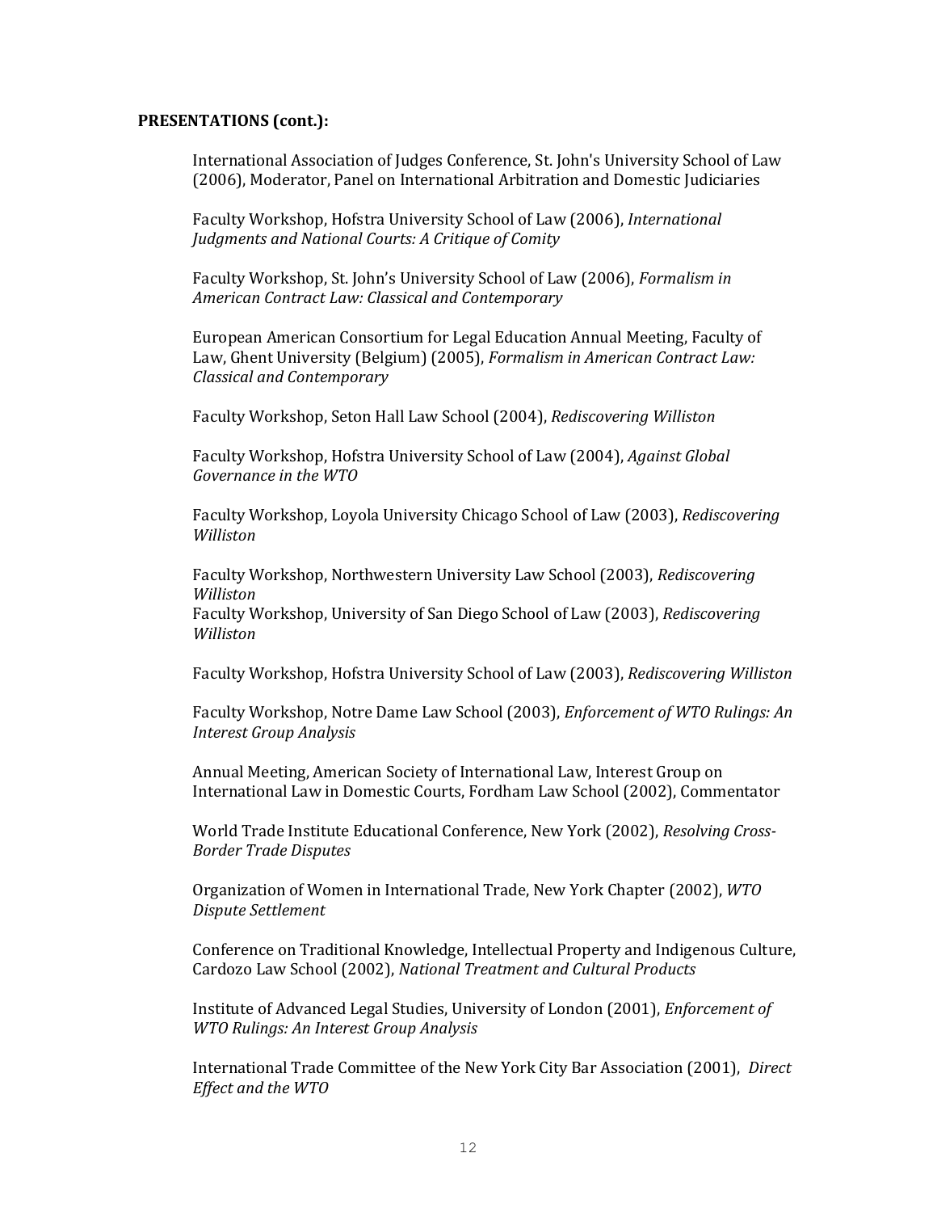**PRESENTATIONS (cont.):**

International Association of Judges Conference, St. John's University School of Law (2006), Moderator, Panel on International Arbitration and Domestic Judiciaries

Faculty Workshop, Hofstra University School of Law (2006), *International Judgments and National Courts: A Critique of Comity*

Faculty Workshop, St. John's University School of Law (2006), *Formalism in American Contract Law: Classical and Contemporary*

European American Consortium for Legal Education Annual Meeting, Faculty of Law, Ghent University (Belgium) (2005), *Formalism in American Contract Law: Classical and Contemporary*

Faculty Workshop, Seton Hall Law School (2004), *Rediscovering Williston*

Faculty Workshop, Hofstra University School of Law (2004), *Against Global Governance in the WTO*

Faculty Workshop, Loyola University Chicago School of Law (2003), *Rediscovering Williston*

Faculty Workshop, Northwestern University Law School (2003), *Rediscovering Williston*
Faculty Workshop, University of San Diego School of Law (2003), *Rediscovering Williston*

Faculty Workshop, Hofstra University School of Law (2003), *Rediscovering Williston*

Faculty Workshop, Notre Dame Law School (2003), *Enforcement of WTO Rulings: An Interest Group Analysis*

Annual Meeting, American Society of International Law, Interest Group on International Law in Domestic Courts, Fordham Law School (2002), Commentator

World Trade Institute Educational Conference, New York (2002), *Resolving Cross-Border Trade Disputes*

Organization of Women in International Trade, New York Chapter (2002), *WTO Dispute Settlement*

Conference on Traditional Knowledge, Intellectual Property and Indigenous Culture, Cardozo Law School (2002), *National Treatment and Cultural Products*

Institute of Advanced Legal Studies, University of London (2001), *Enforcement of WTO Rulings: An Interest Group Analysis*

International Trade Committee of the New York City Bar Association (2001), *Direct Effect and the WTO*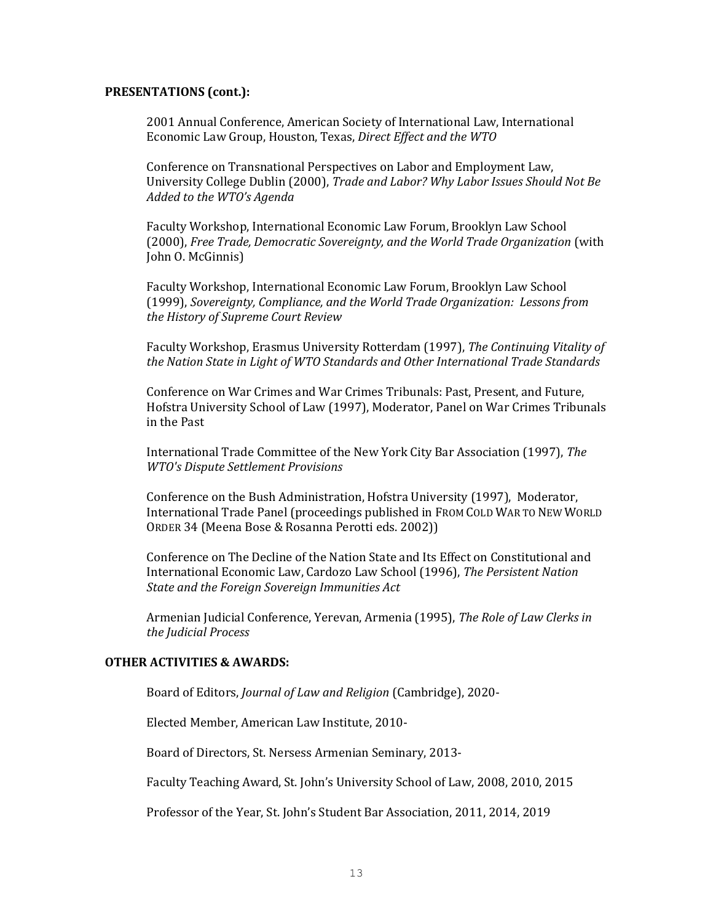**PRESENTATIONS (cont.):**

2001 Annual Conference, American Society of International Law, International Economic Law Group, Houston, Texas, *Direct Effect and the WTO*

Conference on Transnational Perspectives on Labor and Employment Law, University College Dublin (2000), *Trade and Labor? Why Labor Issues Should Not Be Added to the WTO's Agenda*

Faculty Workshop, International Economic Law Forum, Brooklyn Law School (2000), *Free Trade, Democratic Sovereignty, and the World Trade Organization* (with John O. McGinnis)

Faculty Workshop, International Economic Law Forum, Brooklyn Law School (1999), *Sovereignty, Compliance, and the World Trade Organization: Lessons from the History of Supreme Court Review*

Faculty Workshop, Erasmus University Rotterdam (1997), *The Continuing Vitality of the Nation State in Light of WTO Standards and Other International Trade Standards*

Conference on War Crimes and War Crimes Tribunals: Past, Present, and Future, Hofstra University School of Law (1997), Moderator, Panel on War Crimes Tribunals in the Past

International Trade Committee of the New York City Bar Association (1997), *The WTO's Dispute Settlement Provisions*

Conference on the Bush Administration, Hofstra University (1997), Moderator, International Trade Panel (proceedings published in FROM COLD WAR TO NEW WORLD ORDER 34 (Meena Bose & Rosanna Perotti eds. 2002))

Conference on The Decline of the Nation State and Its Effect on Constitutional and International Economic Law, Cardozo Law School (1996), *The Persistent Nation State and the Foreign Sovereign Immunities Act*

Armenian Judicial Conference, Yerevan, Armenia (1995), *The Role of Law Clerks in the Judicial Process*

**OTHER ACTIVITIES & AWARDS:**

Board of Editors, *Journal of Law and Religion* (Cambridge), 2020-

Elected Member, American Law Institute, 2010-

Board of Directors, St. Nersess Armenian Seminary, 2013-

Faculty Teaching Award, St. John's University School of Law, 2008, 2010, 2015

Professor of the Year, St. John's Student Bar Association, 2011, 2014, 2019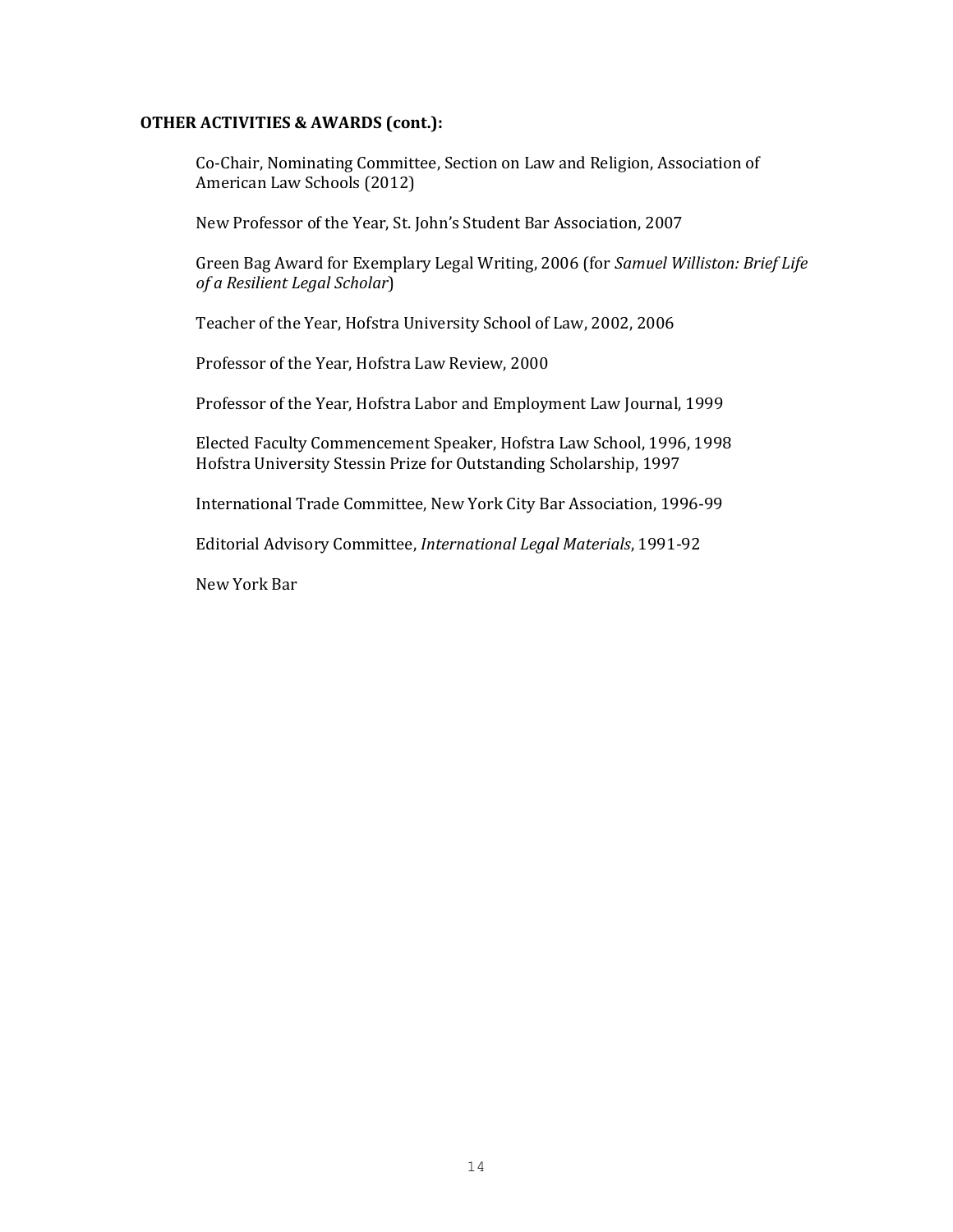**OTHER ACTIVITIES & AWARDS (cont.):**

Co-Chair, Nominating Committee, Section on Law and Religion, Association of American Law Schools (2012)

New Professor of the Year, St. John's Student Bar Association, 2007

Green Bag Award for Exemplary Legal Writing, 2006 (for *Samuel Williston: Brief Life of a Resilient Legal Scholar*)

Teacher of the Year, Hofstra University School of Law, 2002, 2006

Professor of the Year, Hofstra Law Review, 2000

Professor of the Year, Hofstra Labor and Employment Law Journal, 1999

Elected Faculty Commencement Speaker, Hofstra Law School, 1996, 1998
Hofstra University Stessin Prize for Outstanding Scholarship, 1997

International Trade Committee, New York City Bar Association, 1996-99

Editorial Advisory Committee, *International Legal Materials*, 1991-92

New York Bar